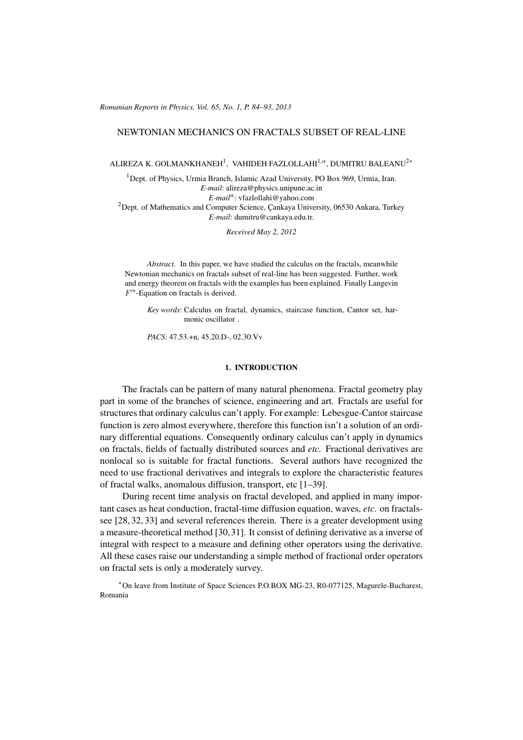# NEWTONIAN MECHANICS ON FRACTALS SUBSET OF REAL-LINE

ALIREZA K. GOLMANKHANEH[1], VAHIDEH FAZLOLLAHI[1,a], DUMITRU BALEANU[2*]

[1]Dept. of Physics, Urmia Branch, Islamic Azad University, PO Box 969, Urmia, Iran.
*E-mail*: alireza@physics.unipune.ac.in
*E-mail*[a]: vfazlollahi@yahoo.com
[2]Dept. of Mathematics and Computer Science, Çankaya University, 06530 Ankara, Turkey
*E-mail*: dumitru@cankaya.edu.tr.

*Received May 2, 2012*

*Abstract.* In this paper, we have studied the calculus on the fractals, meanwhile Newtonian mechanics on fractals subset of real-line has been suggested. Further, work and energy theorem on fractals with the examples has been explained. Finally Langevin $F^{\alpha}$-Equation on fractals is derived.

*Key words*: Calculus on fractal, dynamics, staircase function, Cantor set, harmonic oscillator .

*PACS*: 47.53.+n, 45.20.D-, 02.30.Vv

## 1. INTRODUCTION

The fractals can be pattern of many natural phenomena. Fractal geometry play part in some of the branches of science, engineering and art. Fractals are useful for structures that ordinary calculus can't apply. For example: Lebesgue-Cantor staircase function is zero almost everywhere, therefore this function isn't a solution of an ordinary differential equations. Consequently ordinary calculus can't apply in dynamics on fractals, fields of factually distributed sources and *etc.* Fractional derivatives are nonlocal so is suitable for fractal functions. Several authors have recognized the need to use fractional derivatives and integrals to explore the characteristic features of fractal walks, anomalous diffusion, transport, etc [1–39].

During recent time analysis on fractal developed, and applied in many important cases as heat conduction, fractal-time diffusion equation, waves, *etc.* on fractals-see [28, 32, 33] and several references therein. There is a greater development using a measure-theoretical method [30, 31]. It consist of defining derivative as a inverse of integral with respect to a measure and defining other operators using the derivative. All these cases raise our understanding a simple method of fractional order operators on fractal sets is only a moderately survey.

*On leave from Institute of Space Sciences P.O.BOX MG-23, R0-077125, Magurele-Bucharest, Romania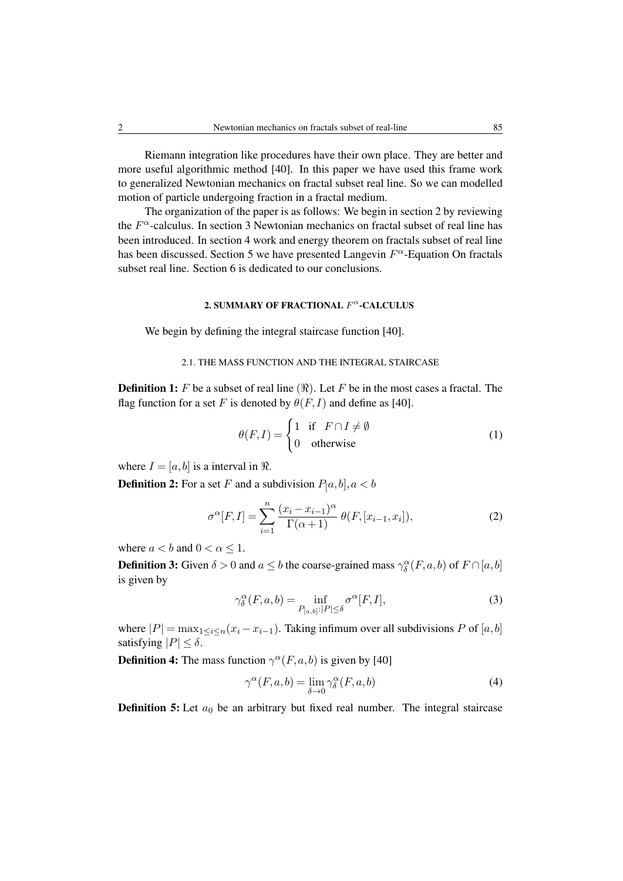Riemann integration like procedures have their own place. They are better and more useful algorithmic method [40]. In this paper we have used this frame work to generalized Newtonian mechanics on fractal subset real line. So we can modelled motion of particle undergoing fraction in a fractal medium.

The organization of the paper is as follows: We begin in section 2 by reviewing the $F^{\alpha}$-calculus. In section 3 Newtonian mechanics on fractal subset of real line has been introduced. In section 4 work and energy theorem on fractals subset of real line has been discussed. Section 5 we have presented Langevin $F^{\alpha}$-Equation On fractals subset real line. Section 6 is dedicated to our conclusions.

## 2. SUMMARY OF FRACTIONAL $F^{\alpha}$-CALCULUS

We begin by defining the integral staircase function [40].

### 2.1. THE MASS FUNCTION AND THE INTEGRAL STAIRCASE

**Definition 1:** $F$ be a subset of real line $(\Re)$. Let $F$ be in the most cases a fractal. The flag function for a set $F$ is denoted by $\theta(F,I)$ and define as [40].

$$\theta(F,I) = \begin{cases} 1 & \text{if} \quad F \cap I \neq \emptyset \\ 0 & \text{otherwise} \end{cases} \tag{1}$$

where $I = [a,b]$ is a interval in $\Re$.

**Definition 2:** For a set $F$ and a subdivision $P_[a,b], a < b$

$$\sigma^{\alpha}[F,I] = \sum_{i=1}^{n} \frac{(x_i - x_{i-1})^{\alpha}}{\Gamma(\alpha+1)} \, \theta(F,[x_{i-1},x_i]), \tag{2}$$

where $a < b$ and $0 < \alpha \leq 1$.

**Definition 3:** Given $\delta > 0$ and $a \leq b$ the coarse-grained mass $\gamma_{\delta}^{\alpha}(F,a,b)$ of $F \cap [a,b]$ is given by

$$\gamma_{\delta}^{\alpha}(F,a,b) = \inf_{P_{[a,b]}:|P| \leq \delta} \sigma^{\alpha}[F,I], \tag{3}$$

where $|P| = \max_{1 \leq i \leq n}(x_i - x_{i-1})$. Taking infimum over all subdivisions $P$ of $[a,b]$ satisfying $|P| \leq \delta$.

**Definition 4:** The mass function $\gamma^{\alpha}(F,a,b)$ is given by [40]

$$\gamma^{\alpha}(F,a,b) = \lim_{\delta \to 0} \gamma_{\delta}^{\alpha}(F,a,b) \tag{4}$$

**Definition 5:** Let $a_0$ be an arbitrary but fixed real number. The integral staircase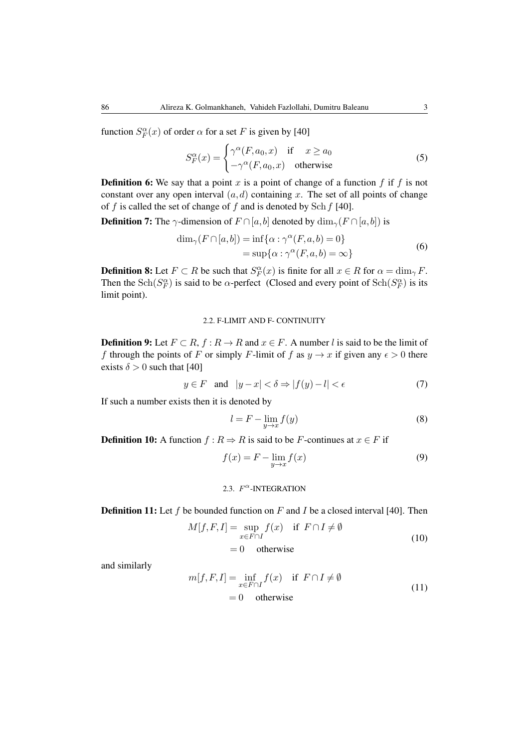function $S_F^{\alpha}(x)$ of order $\alpha$ for a set $F$ is given by [40]

$$S_F^{\alpha}(x) = \begin{cases} \gamma^{\alpha}(F, a_0, x) & \text{if} \quad x \geq a_0 \\ -\gamma^{\alpha}(F, a_0, x) & \text{otherwise} \end{cases} \tag{5}$$

**Definition 6:** We say that a point $x$ is a point of change of a function $f$ if $f$ is not constant over any open interval $(a,d)$ containing $x$. The set of all points of change of $f$ is called the set of change of $f$ and is denoted by $\mathrm{Sch}\, f$ [40].

**Definition 7:** The $\gamma$-dimension of $F \cap [a,b]$ denoted by $\dim_{\gamma}(F \cap [a,b])$ is

$$\begin{aligned} \dim_{\gamma}(F \cap [a,b]) &= \inf\{\alpha : \gamma^{\alpha}(F,a,b) = 0\} \\ &= \sup\{\alpha : \gamma^{\alpha}(F,a,b) = \infty\} \end{aligned} \tag{6}$$

**Definition 8:** Let $F \subset R$ be such that $S_F^{\alpha}(x)$ is finite for all $x \in R$ for $\alpha = \dim_{\gamma} F$. Then the $\mathrm{Sch}(S_F^{\alpha})$ is said to be $\alpha$-perfect (Closed and every point of $\mathrm{Sch}(S_F^{\alpha})$ is its limit point).

### 2.2. F-LIMIT AND F- CONTINUITY

**Definition 9:** Let $F \subset R$, $f : R \to R$ and $x \in F$. A number $l$ is said to be the limit of $f$ through the points of $F$ or simply $F$-limit of $f$ as $y \to x$ if given any $\epsilon > 0$ there exists $\delta > 0$ such that [40]

$$y \in F \quad \text{and} \quad |y - x| < \delta \Rightarrow |f(y) - l| < \epsilon \tag{7}$$

If such a number exists then it is denoted by

$$l = F - \lim_{y \to x} f(y) \tag{8}$$

**Definition 10:** A function $f : R \Rightarrow R$ is said to be $F$-continues at $x \in F$ if

$$f(x) = F - \lim_{y \to x} f(x) \tag{9}$$

### 2.3. $F^{\alpha}$-INTEGRATION

**Definition 11:** Let $f$ be bounded function on $F$ and $I$ be a closed interval [40]. Then

$$\begin{aligned} M[f,F,I] &= \sup_{x \in F \cap I} f(x) \quad \text{if} \ F \cap I \neq \emptyset \\ &= 0 \quad \text{otherwise} \end{aligned} \tag{10}$$

and similarly

$$\begin{aligned} m[f,F,I] &= \inf_{x \in F \cap I} f(x) \quad \text{if} \ F \cap I \neq \emptyset \\ &= 0 \quad \text{otherwise} \end{aligned} \tag{11}$$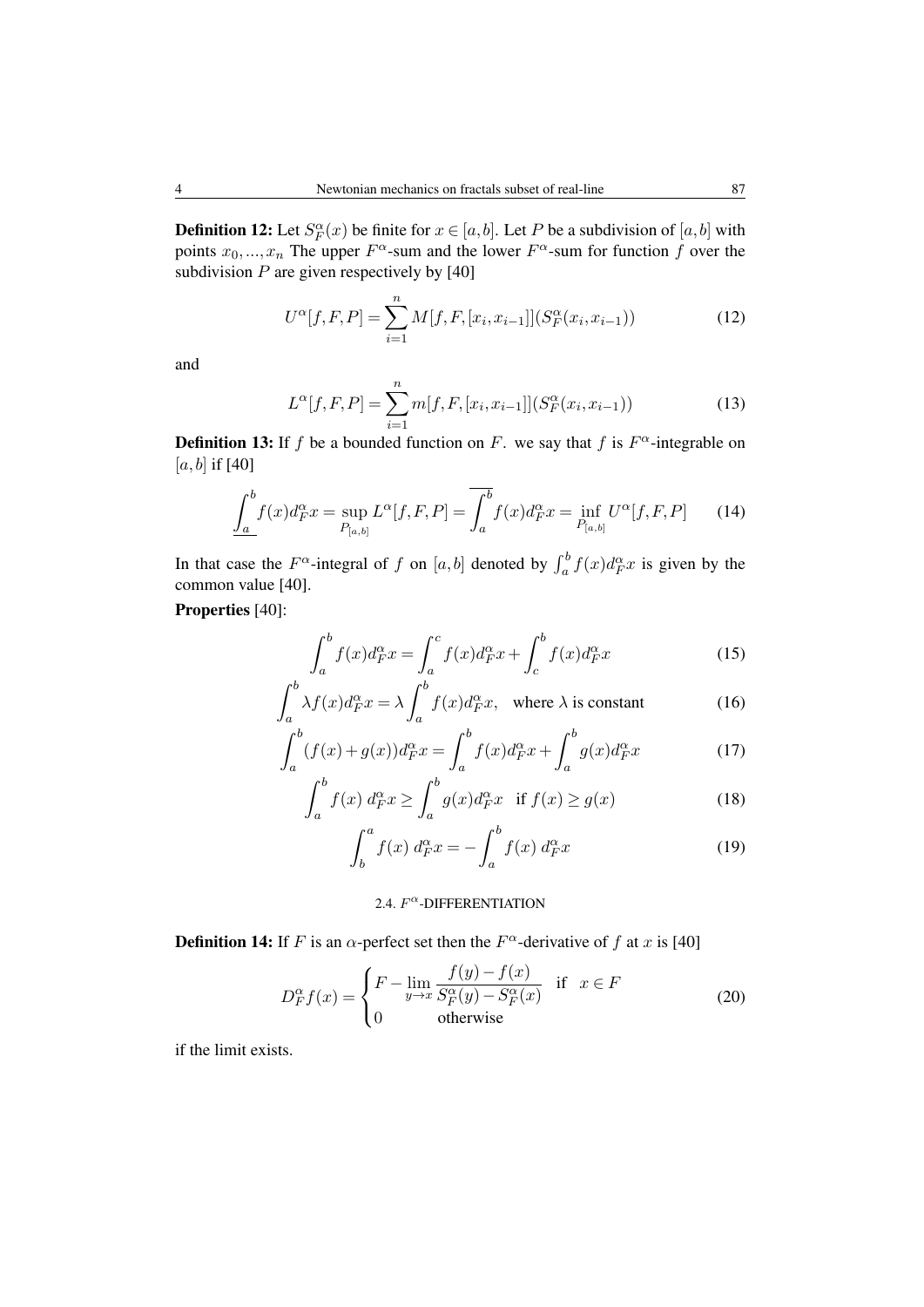**Definition 12:** Let $S_F^\alpha(x)$ be finite for $x \in [a,b]$. Let $P$ be a subdivision of $[a,b]$ with points $x_0,...,x_n$ The upper $F^\alpha$-sum and the lower $F^\alpha$-sum for function $f$ over the subdivision $P$ are given respectively by [40]

$$U^\alpha[f,F,P] = \sum_{i=1}^{n} M[f,F,[x_i,x_{i-1}]](S_F^\alpha(x_i,x_{i-1})) \tag{12}$$

and

$$L^\alpha[f,F,P] = \sum_{i=1}^{n} m[f,F,[x_i,x_{i-1}]](S_F^\alpha(x_i,x_{i-1})) \tag{13}$$

**Definition 13:** If $f$ be a bounded function on $F$. we say that $f$ is $F^\alpha$-integrable on $[a,b]$ if [40]

$$\underline{\int_a^b} f(x) d_F^\alpha x = \sup_{P_{[a,b]}} L^\alpha[f,F,P] = \overline{\int_a^b} f(x) d_F^\alpha x = \inf_{P_{[a,b]}} U^\alpha[f,F,P] \tag{14}$$

In that case the $F^\alpha$-integral of $f$ on $[a,b]$ denoted by $\int_a^b f(x) d_F^\alpha x$ is given by the common value [40].

**Properties** [40]:

$$\int_a^b f(x) d_F^\alpha x = \int_a^c f(x) d_F^\alpha x + \int_c^b f(x) d_F^\alpha x \tag{15}$$

$$\int_a^b \lambda f(x) d_F^\alpha x = \lambda \int_a^b f(x) d_F^\alpha x, \quad \text{where } \lambda \text{ is constant} \tag{16}$$

$$\int_a^b (f(x) + g(x)) d_F^\alpha x = \int_a^b f(x) d_F^\alpha x + \int_a^b g(x) d_F^\alpha x \tag{17}$$

$$\int_a^b f(x)\ d_F^\alpha x \geq \int_a^b g(x) d_F^\alpha x \quad \text{if } f(x) \geq g(x) \tag{18}$$

$$\int_b^a f(x)\ d_F^\alpha x = -\int_a^b f(x)\ d_F^\alpha x \tag{19}$$

### 2.4. $F^\alpha$-DIFFERENTIATION

**Definition 14:** If $F$ is an $\alpha$-perfect set then the $F^\alpha$-derivative of $f$ at $x$ is [40]

$$D_F^\alpha f(x) = \begin{cases} F-\lim\limits_{y \to x} \dfrac{f(y) - f(x)}{S_F^\alpha(y) - S_F^\alpha(x)} & \text{if} \quad x \in F \\ 0 & \text{otherwise} \end{cases} \tag{20}$$

if the limit exists.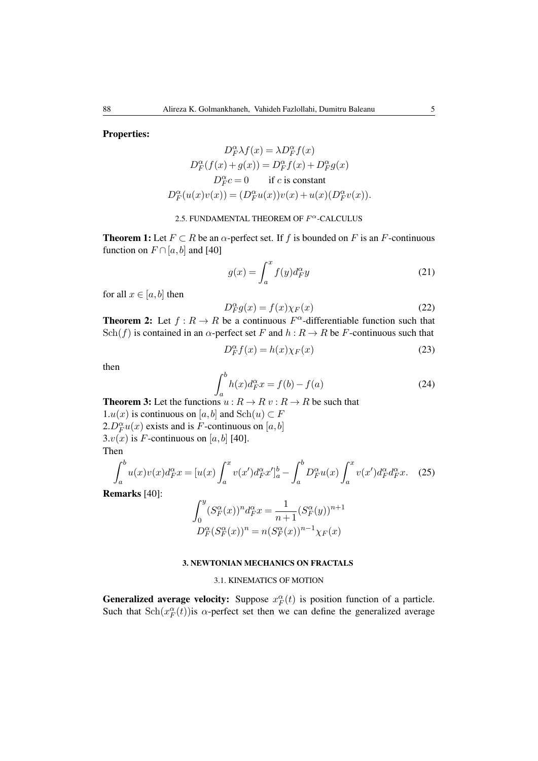**Properties:**

$$
\begin{aligned}
D_F^{\alpha}\lambda f(x) &= \lambda D_F^{\alpha} f(x)\\
D_F^{\alpha}(f(x)+g(x)) &= D_F^{\alpha} f(x) + D_F^{\alpha} g(x)\\
D_F^{\alpha} c = 0 &\qquad \text{if } c \text{ is constant}\\
D_F^{\alpha}(u(x)v(x)) &= (D_F^{\alpha} u(x))v(x) + u(x)(D_F^{\alpha} v(x)).
\end{aligned}
$$

### 2.5. FUNDAMENTAL THEOREM OF $F^{\alpha}$-CALCULUS

**Theorem 1:** Let $F \subset R$ be an $\alpha$-perfect set. If $f$ is bounded on $F$ is an $F$-continuous function on $F \cap [a,b]$ and [40]

$$
g(x) = \int_a^x f(y) d_F^{\alpha} y \tag{21}
$$

for all $x \in [a,b]$ then

$$
D_F^{\alpha} g(x) = f(x)\chi_F(x) \tag{22}
$$

**Theorem 2:** Let $f: R \to R$ be a continuous $F^{\alpha}$-differentiable function such that $\mathrm{Sch}(f)$ is contained in an $\alpha$-perfect set $F$ and $h: R \to R$ be $F$-continuous such that

$$
D_F^{\alpha} f(x) = h(x)\chi_F(x) \tag{23}
$$

then

$$
\int_a^b h(x) d_F^{\alpha} x = f(b) - f(a) \tag{24}
$$

**Theorem 3:** Let the functions $u: R \to R$ $v: R \to R$ be such that
1.$u(x)$ is continuous on $[a,b]$ and $\mathrm{Sch}(u) \subset F$
2.$D_F^{\alpha} u(x)$ exists and is $F$-continuous on $[a,b]$
3.$v(x)$ is $F$-continuous on $[a,b]$ [40].
Then

$$
\int_a^b u(x)v(x) d_F^{\alpha} x = [u(x)\int_a^x v(x') d_F^{\alpha} x']_a^b - \int_a^b D_F^{\alpha} u(x) \int_a^x v(x') d_F^{\alpha} d_F^{\alpha} x. \tag{25}
$$

**Remarks** [40]:

$$
\begin{aligned}
\int_0^y (S_F^{\alpha}(x))^n d_F^{\alpha} x &= \frac{1}{n+1}(S_F^{\alpha}(y))^{n+1}\\
D_F^{\alpha}(S_F^{\alpha}(x))^n &= n(S_F^{\alpha}(x))^{n-1}\chi_F(x)
\end{aligned}
$$

## 3. NEWTONIAN MECHANICS ON FRACTALS

### 3.1. KINEMATICS OF MOTION

**Generalized average velocity:** Suppose $x_F^{\alpha}(t)$ is position function of a particle. Such that $\mathrm{Sch}(x_F^{\alpha}(t))$is $\alpha$-perfect set then we can define the generalized average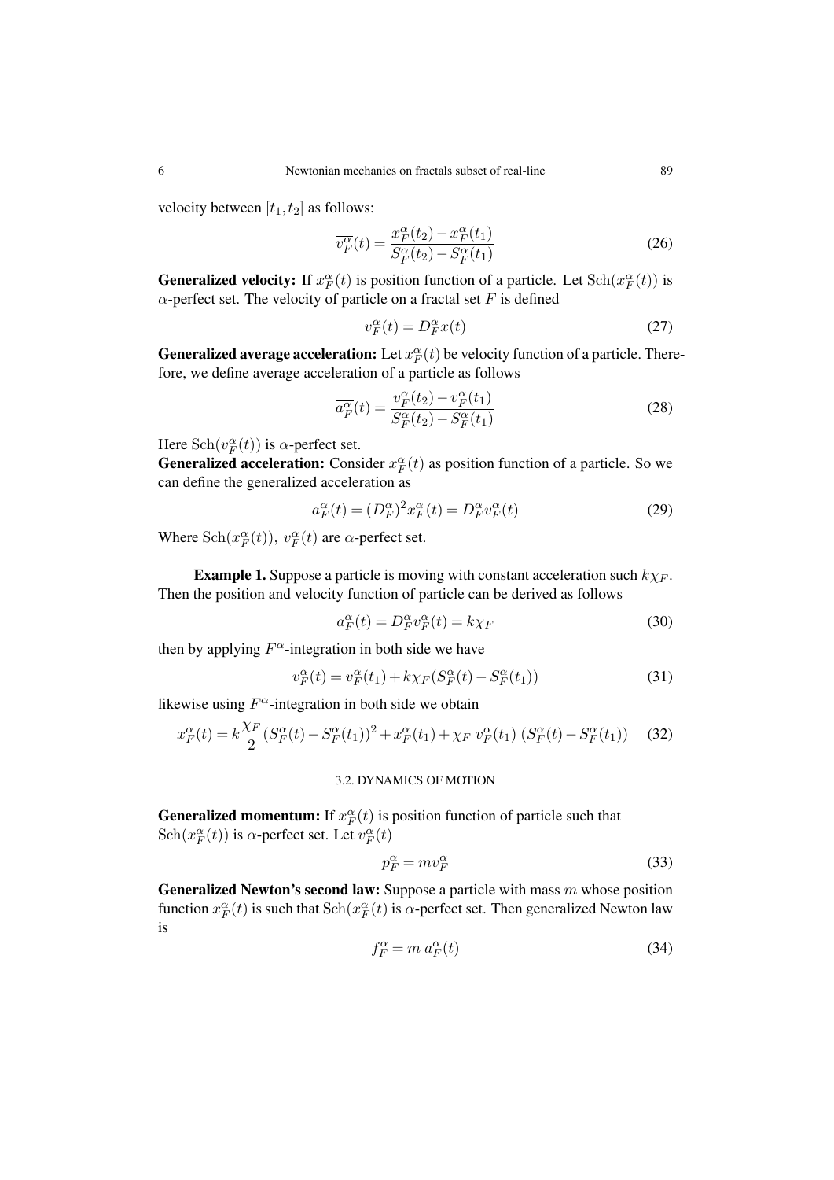velocity between $[t_1, t_2]$ as follows:

$$\overline{v_F^{\alpha}}(t) = \frac{x_F^{\alpha}(t_2) - x_F^{\alpha}(t_1)}{S_F^{\alpha}(t_2) - S_F^{\alpha}(t_1)} \tag{26}$$

**Generalized velocity:** If $x_F^{\alpha}(t)$ is position function of a particle. Let $\mathrm{Sch}(x_F^{\alpha}(t))$ is $\alpha$-perfect set. The velocity of particle on a fractal set $F$ is defined

$$v_F^{\alpha}(t) = D_F^{\alpha} x(t) \tag{27}$$

**Generalized average acceleration:** Let $x_F^{\alpha}(t)$ be velocity function of a particle. Therefore, we define average acceleration of a particle as follows

$$\overline{a_F^{\alpha}}(t) = \frac{v_F^{\alpha}(t_2) - v_F^{\alpha}(t_1)}{S_F^{\alpha}(t_2) - S_F^{\alpha}(t_1)} \tag{28}$$

Here $\mathrm{Sch}(v_F^{\alpha}(t))$ is $\alpha$-perfect set.

**Generalized acceleration:** Consider $x_F^{\alpha}(t)$ as position function of a particle. So we can define the generalized acceleration as

$$a_F^{\alpha}(t) = (D_F^{\alpha})^2 x_F^{\alpha}(t) = D_F^{\alpha} v_F^{\alpha}(t) \tag{29}$$

Where $\mathrm{Sch}(x_F^{\alpha}(t)),\ v_F^{\alpha}(t)$ are $\alpha$-perfect set.

**Example 1.** Suppose a particle is moving with constant acceleration such $k\chi_F$. Then the position and velocity function of particle can be derived as follows

$$a_F^{\alpha}(t) = D_F^{\alpha} v_F^{\alpha}(t) = k\chi_F \tag{30}$$

then by applying $F^{\alpha}$-integration in both side we have

$$v_F^{\alpha}(t) = v_F^{\alpha}(t_1) + k\chi_F (S_F^{\alpha}(t) - S_F^{\alpha}(t_1)) \tag{31}$$

likewise using $F^{\alpha}$-integration in both side we obtain

$$x_F^{\alpha}(t) = k\frac{\chi_F}{2}(S_F^{\alpha}(t) - S_F^{\alpha}(t_1))^2 + x_F^{\alpha}(t_1) + \chi_F\ v_F^{\alpha}(t_1)\ (S_F^{\alpha}(t) - S_F^{\alpha}(t_1)) \tag{32}$$

### 3.2. DYNAMICS OF MOTION

**Generalized momentum:** If $x_F^{\alpha}(t)$ is position function of particle such that $\mathrm{Sch}(x_F^{\alpha}(t))$ is $\alpha$-perfect set. Let $v_F^{\alpha}(t)$

$$p_F^{\alpha} = m v_F^{\alpha} \tag{33}$$

**Generalized Newton's second law:** Suppose a particle with mass $m$ whose position function $x_F^{\alpha}(t)$ is such that $\mathrm{Sch}(x_F^{\alpha}(t)$ is $\alpha$-perfect set. Then generalized Newton law is

$$f_F^{\alpha} = m\ a_F^{\alpha}(t) \tag{34}$$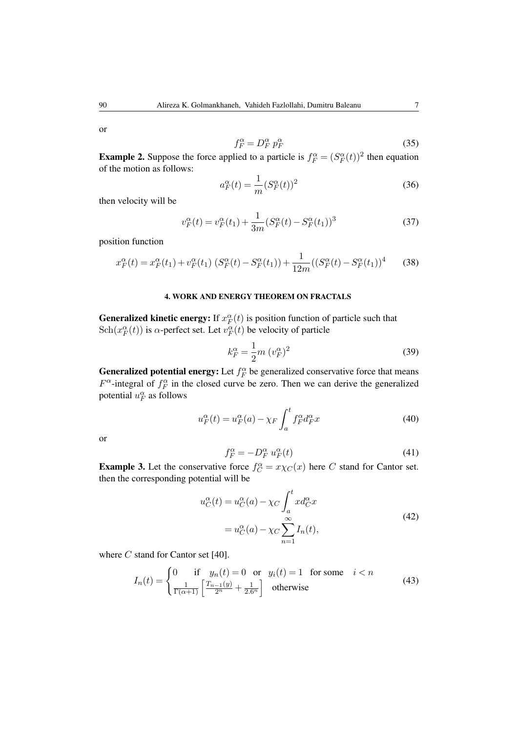or

$$f_F^\alpha = D_F^\alpha \; p_F^\alpha \tag{35}$$

**Example 2.** Suppose the force applied to a particle is $f_F^\alpha = (S_F^\alpha(t))^2$ then equation of the motion as follows:

$$a_F^\alpha(t) = \frac{1}{m}(S_F^\alpha(t))^2 \tag{36}$$

then velocity will be

$$v_F^\alpha(t) = v_F^\alpha(t_1) + \frac{1}{3m}(S_F^\alpha(t) - S_F^\alpha(t_1))^3 \tag{37}$$

position function

$$x_F^\alpha(t) = x_F^\alpha(t_1) + v_F^\alpha(t_1)\;(S_F^\alpha(t) - S_F^\alpha(t_1)) + \frac{1}{12m}((S_F^\alpha(t) - S_F^\alpha(t_1))^4 \tag{38}$$

## 4. WORK AND ENERGY THEOREM ON FRACTALS

**Generalized kinetic energy:** If $x_F^\alpha(t)$ is position function of particle such that $\mathrm{Sch}(x_F^\alpha(t))$ is $\alpha$-perfect set. Let $v_F^\alpha(t)$ be velocity of particle

$$k_F^\alpha = \frac{1}{2}m\;(v_F^\alpha)^2 \tag{39}$$

**Generalized potential energy:** Let $f_F^\alpha$ be generalized conservative force that means $F^\alpha$-integral of $f_F^\alpha$ in the closed curve be zero. Then we can derive the generalized potential $u_F^\alpha$ as follows

$$u_F^\alpha(t) = u_F^\alpha(a) - \chi_F \int_a^t f_F^\alpha d_F^\alpha x \tag{40}$$

or

$$f_F^\alpha = -D_F^\alpha \; u_F^\alpha(t) \tag{41}$$

**Example 3.** Let the conservative force $f_C^\alpha = x\chi_C(x)$ here $C$ stand for Cantor set. then the corresponding potential will be

$$\begin{aligned} u_C^\alpha(t) &= u_C^\alpha(a) - \chi_C \int_a^t x d_C^\alpha x \\ &= u_C^\alpha(a) - \chi_C \sum_{n=1}^{\infty} I_n(t), \end{aligned} \tag{42}$$

where $C$ stand for Cantor set [40].

$$I_n(t) = \begin{cases} 0 & \text{if} \quad y_n(t) = 0 \quad \text{or} \quad y_i(t) = 1 \quad \text{for some} \quad i < n \\ \frac{1}{\Gamma(\alpha+1)}\left[\frac{T_{n-1}(y)}{2^n} + \frac{1}{2.6^n}\right] & \text{otherwise} \end{cases} \tag{43}$$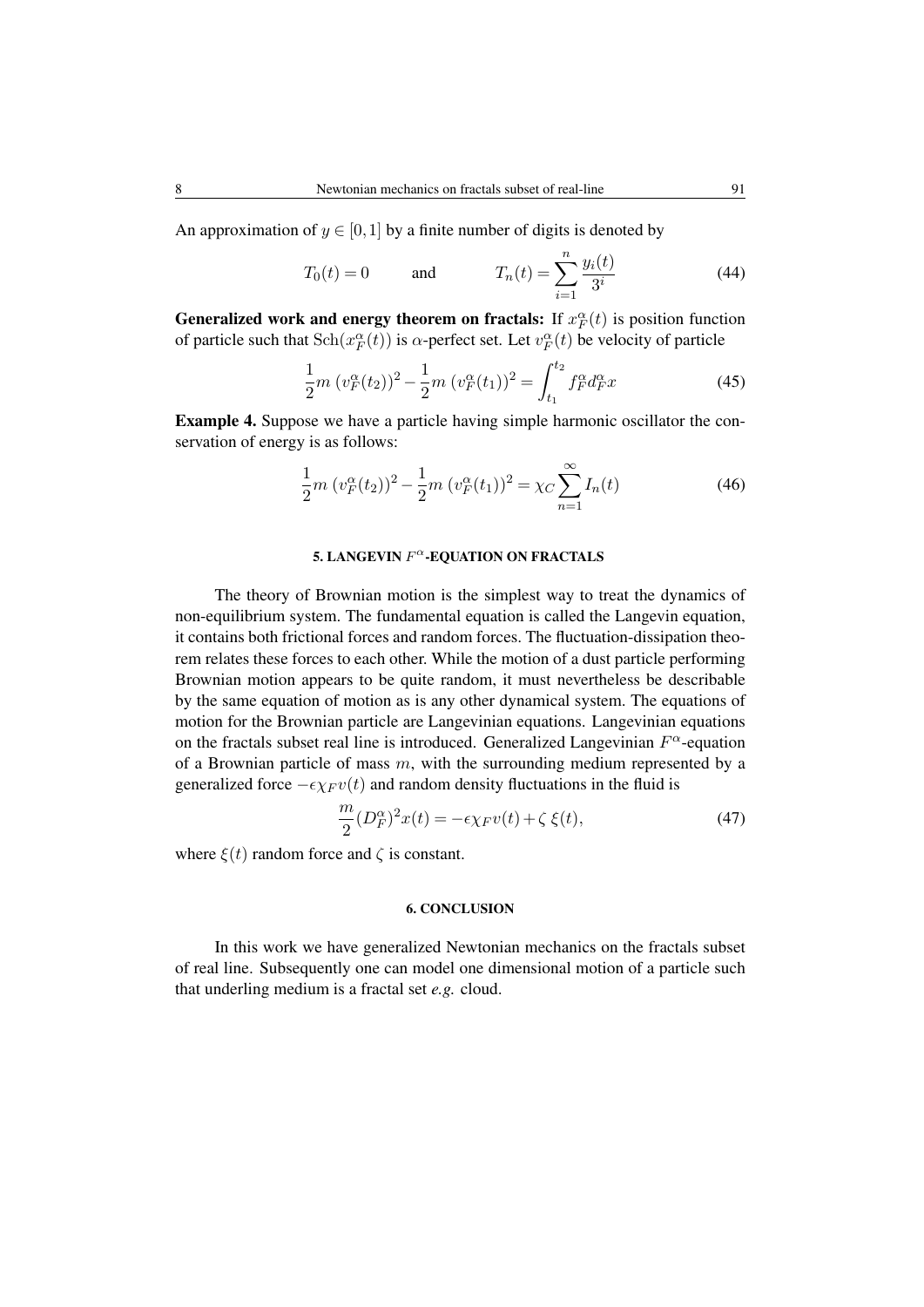An approximation of $y \in [0,1]$ by a finite number of digits is denoted by

$$T_0(t) = 0 \qquad \text{and} \qquad T_n(t) = \sum_{i=1}^{n} \frac{y_i(t)}{3^i} \tag{44}$$

**Generalized work and energy theorem on fractals:** If $x_F^\alpha(t)$ is position function of particle such that $\mathrm{Sch}(x_F^\alpha(t))$ is $\alpha$-perfect set. Let $v_F^\alpha(t)$ be velocity of particle

$$\frac{1}{2}m\,(v_F^\alpha(t_2))^2 - \frac{1}{2}m\,(v_F^\alpha(t_1))^2 = \int_{t_1}^{t_2} f_F^\alpha d_F^\alpha x \tag{45}$$

**Example 4.** Suppose we have a particle having simple harmonic oscillator the conservation of energy is as follows:

$$\frac{1}{2}m\,(v_F^\alpha(t_2))^2 - \frac{1}{2}m\,(v_F^\alpha(t_1))^2 = \chi_C \sum_{n=1}^{\infty} I_n(t) \tag{46}$$

## 5. LANGEVIN $F^\alpha$-EQUATION ON FRACTALS

The theory of Brownian motion is the simplest way to treat the dynamics of non-equilibrium system. The fundamental equation is called the Langevin equation, it contains both frictional forces and random forces. The fluctuation-dissipation theorem relates these forces to each other. While the motion of a dust particle performing Brownian motion appears to be quite random, it must nevertheless be describable by the same equation of motion as is any other dynamical system. The equations of motion for the Brownian particle are Langevinian equations. Langevinian equations on the fractals subset real line is introduced. Generalized Langevinian $F^\alpha$-equation of a Brownian particle of mass $m$, with the surrounding medium represented by a generalized force $-\epsilon \chi_F v(t)$ and random density fluctuations in the fluid is

$$\frac{m}{2}(D_F^\alpha)^2 x(t) = -\epsilon \chi_F v(t) + \zeta\, \xi(t), \tag{47}$$

where $\xi(t)$ random force and $\zeta$ is constant.

## 6. CONCLUSION

In this work we have generalized Newtonian mechanics on the fractals subset of real line. Subsequently one can model one dimensional motion of a particle such that underling medium is a fractal set *e.g.* cloud.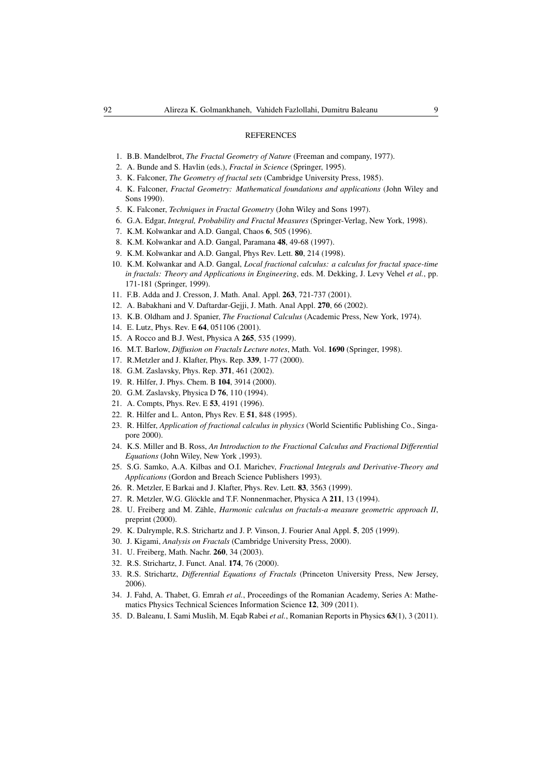## REFERENCES

1. B.B. Mandelbrot, *The Fractal Geometry of Nature* (Freeman and company, 1977).
2. A. Bunde and S. Havlin (eds.), *Fractal in Science* (Springer, 1995).
3. K. Falconer, *The Geometry of fractal sets* (Cambridge University Press, 1985).
4. K. Falconer, *Fractal Geometry: Mathematical foundations and applications* (John Wiley and Sons 1990).
5. K. Falconer, *Techniques in Fractal Geometry* (John Wiley and Sons 1997).
6. G.A. Edgar, *Integral, Probability and Fractal Measures* (Springer-Verlag, New York, 1998).
7. K.M. Kolwankar and A.D. Gangal, Chaos **6**, 505 (1996).
8. K.M. Kolwankar and A.D. Gangal, Paramana **48**, 49-68 (1997).
9. K.M. Kolwankar and A.D. Gangal, Phys Rev. Lett. **80**, 214 (1998).
10. K.M. Kolwankar and A.D. Gangal, *Local fractional calculus: a calculus for fractal space-time in fractals: Theory and Applications in Engineering*, eds. M. Dekking, J. Levy Vehel *et al.*, pp. 171-181 (Springer, 1999).
11. F.B. Adda and J. Cresson, J. Math. Anal. Appl. **263**, 721-737 (2001).
12. A. Babakhani and V. Daftardar-Gejji, J. Math. Anal Appl. **270**, 66 (2002).
13. K.B. Oldham and J. Spanier, *The Fractional Calculus* (Academic Press, New York, 1974).
14. E. Lutz, Phys. Rev. E **64**, 051106 (2001).
15. A Rocco and B.J. West, Physica A **265**, 535 (1999).
16. M.T. Barlow, *Diffusion on Fractals Lecture notes*, Math. Vol. **1690** (Springer, 1998).
17. R.Metzler and J. Klafter, Phys. Rep. **339**, 1-77 (2000).
18. G.M. Zaslavsky, Phys. Rep. **371**, 461 (2002).
19. R. Hilfer, J. Phys. Chem. B **104**, 3914 (2000).
20. G.M. Zaslavsky, Physica D **76**, 110 (1994).
21. A. Compts, Phys. Rev. E **53**, 4191 (1996).
22. R. Hilfer and L. Anton, Phys Rev. E **51**, 848 (1995).
23. R. Hilfer, *Application of fractional calculus in physics* (World Scientific Publishing Co., Singapore 2000).
24. K.S. Miller and B. Ross, *An Introduction to the Fractional Calculus and Fractional Differential Equations* (John Wiley, New York ,1993).
25. S.G. Samko, A.A. Kilbas and O.I. Marichev, *Fractional Integrals and Derivative-Theory and Applications* (Gordon and Breach Science Publishers 1993).
26. R. Metzler, E Barkai and J. Klafter, Phys. Rev. Lett. **83**, 3563 (1999).
27. R. Metzler, W.G. Glöckle and T.F. Nonnenmacher, Physica A **211**, 13 (1994).
28. U. Freiberg and M. Zähle, *Harmonic calculus on fractals-a measure geometric approach II*, preprint (2000).
29. K. Dalrymple, R.S. Strichartz and J. P. Vinson, J. Fourier Anal Appl. **5**, 205 (1999).
30. J. Kigami, *Analysis on Fractals* (Cambridge University Press, 2000).
31. U. Freiberg, Math. Nachr. **260**, 34 (2003).
32. R.S. Strichartz, J. Funct. Anal. **174**, 76 (2000).
33. R.S. Strichartz, *Differential Equations of Fractals* (Princeton University Press, New Jersey, 2006).
34. J. Fahd, A. Thabet, G. Emrah *et al.*, Proceedings of the Romanian Academy, Series A: Mathematics Physics Technical Sciences Information Science **12**, 309 (2011).
35. D. Baleanu, I. Sami Muslih, M. Eqab Rabei *et al.*, Romanian Reports in Physics **63**(1), 3 (2011).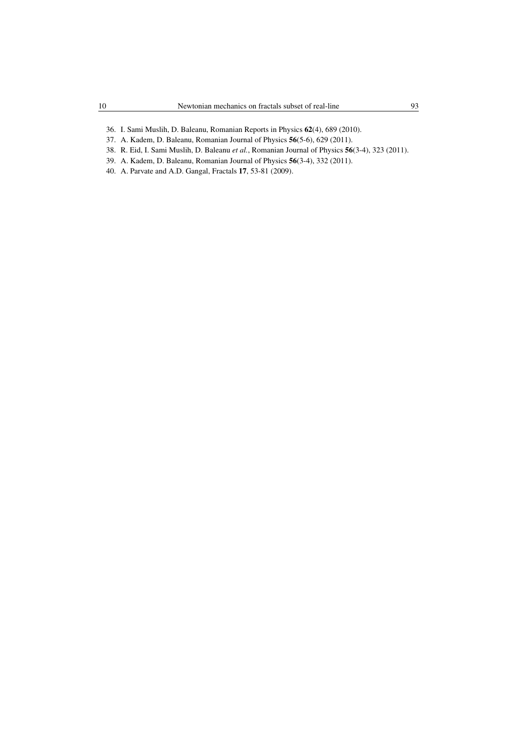36. I. Sami Muslih, D. Baleanu, Romanian Reports in Physics **62**(4), 689 (2010).
37. A. Kadem, D. Baleanu, Romanian Journal of Physics **56**(5-6), 629 (2011).
38. R. Eid, I. Sami Muslih, D. Baleanu *et al.*, Romanian Journal of Physics **56**(3-4), 323 (2011).
39. A. Kadem, D. Baleanu, Romanian Journal of Physics **56**(3-4), 332 (2011).
40. A. Parvate and A.D. Gangal, Fractals **17**, 53-81 (2009).